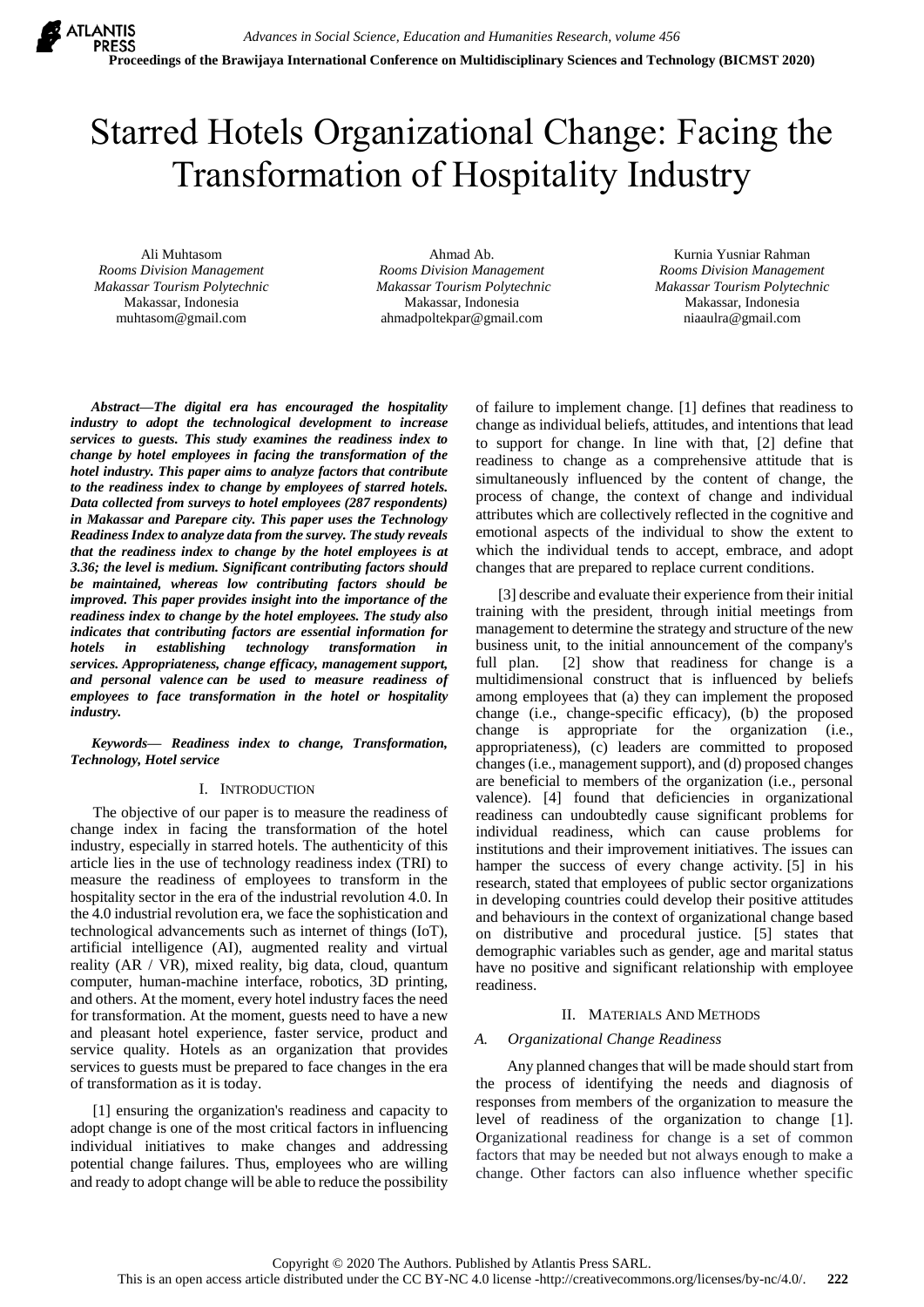# Starred Hotels Organizational Change: Facing the Transformation of Hospitality Industry

Ali Muhtasom
*Rooms Division Management*
*Makassar Tourism Polytechnic*
Makassar, Indonesia
muhtasom@gmail.com

Ahmad Ab.
*Rooms Division Management*
*Makassar Tourism Polytechnic*
Makassar, Indonesia
ahmadpoltekpar@gmail.com

Kurnia Yusniar Rahman
*Rooms Division Management*
*Makassar Tourism Polytechnic*
Makassar, Indonesia
niaaulra@gmail.com

***Abstract*—The digital era has encouraged the hospitality industry to adopt the technological development to increase services to guests. This study examines the readiness index to change by hotel employees in facing the transformation of the hotel industry. This paper aims to analyze factors that contribute to the readiness index to change by employees of starred hotels. Data collected from surveys to hotel employees (287 respondents) in Makassar and Parepare city. This paper uses the Technology Readiness Index to analyze data from the survey. The study reveals that the readiness index to change by the hotel employees is at 3.36; the level is medium. Significant contributing factors should be maintained, whereas low contributing factors should be improved. This paper provides insight into the importance of the readiness index to change by the hotel employees. The study also indicates that contributing factors are essential information for hotels in establishing technology transformation in services. Appropriateness, change efficacy, management support, and personal valence can be used to measure readiness of employees to face transformation in the hotel or hospitality industry.**

***Keywords*— Readiness index to change, Transformation, Technology, Hotel service**

## I. Introduction

The objective of our paper is to measure the readiness of change index in facing the transformation of the hotel industry, especially in starred hotels. The authenticity of this article lies in the use of technology readiness index (TRI) to measure the readiness of employees to transform in the hospitality sector in the era of the industrial revolution 4.0. In the 4.0 industrial revolution era, we face the sophistication and technological advancements such as internet of things (IoT), artificial intelligence (AI), augmented reality and virtual reality (AR / VR), mixed reality, big data, cloud, quantum computer, human-machine interface, robotics, 3D printing, and others. At the moment, every hotel industry faces the need for transformation. At the moment, guests need to have a new and pleasant hotel experience, faster service, product and service quality. Hotels as an organization that provides services to guests must be prepared to face changes in the era of transformation as it is today.

[1] ensuring the organization's readiness and capacity to adopt change is one of the most critical factors in influencing individual initiatives to make changes and addressing potential change failures. Thus, employees who are willing and ready to adopt change will be able to reduce the possibility of failure to implement change. [1] defines that readiness to change as individual beliefs, attitudes, and intentions that lead to support for change. In line with that, [2] define that readiness to change as a comprehensive attitude that is simultaneously influenced by the content of change, the process of change, the context of change and individual attributes which are collectively reflected in the cognitive and emotional aspects of the individual to show the extent to which the individual tends to accept, embrace, and adopt changes that are prepared to replace current conditions.

[3] describe and evaluate their experience from their initial training with the president, through initial meetings from management to determine the strategy and structure of the new business unit, to the initial announcement of the company's full plan. [2] show that readiness for change is a multidimensional construct that is influenced by beliefs among employees that (a) they can implement the proposed change (i.e., change-specific efficacy), (b) the proposed change is appropriate for the organization (i.e., appropriateness), (c) leaders are committed to proposed changes (i.e., management support), and (d) proposed changes are beneficial to members of the organization (i.e., personal valence). [4] found that deficiencies in organizational readiness can undoubtedly cause significant problems for individual readiness, which can cause problems for institutions and their improvement initiatives. The issues can hamper the success of every change activity. [5] in his research, stated that employees of public sector organizations in developing countries could develop their positive attitudes and behaviours in the context of organizational change based on distributive and procedural justice. [5] states that demographic variables such as gender, age and marital status have no positive and significant relationship with employee readiness.

## II. Materials And Methods

### *A. Organizational Change Readiness*

Any planned changes that will be made should start from the process of identifying the needs and diagnosis of responses from members of the organization to measure the level of readiness of the organization to change [1]. Organizational readiness for change is a set of common factors that may be needed but not always enough to make a change. Other factors can also influence whether specific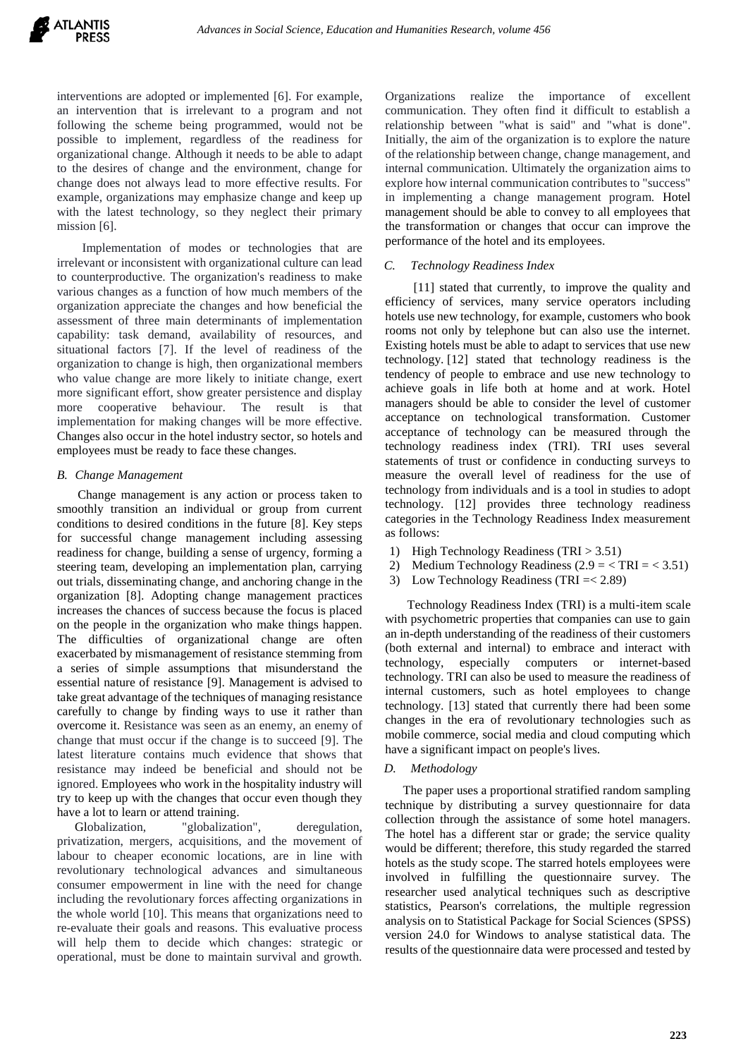interventions are adopted or implemented [6]. For example, an intervention that is irrelevant to a program and not following the scheme being programmed, would not be possible to implement, regardless of the readiness for organizational change. Although it needs to be able to adapt to the desires of change and the environment, change for change does not always lead to more effective results. For example, organizations may emphasize change and keep up with the latest technology, so they neglect their primary mission [6].

Implementation of modes or technologies that are irrelevant or inconsistent with organizational culture can lead to counterproductive. The organization's readiness to make various changes as a function of how much members of the organization appreciate the changes and how beneficial the assessment of three main determinants of implementation capability: task demand, availability of resources, and situational factors [7]. If the level of readiness of the organization to change is high, then organizational members who value change are more likely to initiate change, exert more significant effort, show greater persistence and display more cooperative behaviour. The result is that implementation for making changes will be more effective. Changes also occur in the hotel industry sector, so hotels and employees must be ready to face these changes.

### *B. Change Management*

Change management is any action or process taken to smoothly transition an individual or group from current conditions to desired conditions in the future [8]. Key steps for successful change management including assessing readiness for change, building a sense of urgency, forming a steering team, developing an implementation plan, carrying out trials, disseminating change, and anchoring change in the organization [8]. Adopting change management practices increases the chances of success because the focus is placed on the people in the organization who make things happen. The difficulties of organizational change are often exacerbated by mismanagement of resistance stemming from a series of simple assumptions that misunderstand the essential nature of resistance [9]. Management is advised to take great advantage of the techniques of managing resistance carefully to change by finding ways to use it rather than overcome it. Resistance was seen as an enemy, an enemy of change that must occur if the change is to succeed [9]. The latest literature contains much evidence that shows that resistance may indeed be beneficial and should not be ignored. Employees who work in the hospitality industry will try to keep up with the changes that occur even though they have a lot to learn or attend training.

Globalization, "globalization", deregulation, privatization, mergers, acquisitions, and the movement of labour to cheaper economic locations, are in line with revolutionary technological advances and simultaneous consumer empowerment in line with the need for change including the revolutionary forces affecting organizations in the whole world [10]. This means that organizations need to re-evaluate their goals and reasons. This evaluative process will help them to decide which changes: strategic or operational, must be done to maintain survival and growth. Organizations realize the importance of excellent communication. They often find it difficult to establish a relationship between "what is said" and "what is done". Initially, the aim of the organization is to explore the nature of the relationship between change, change management, and internal communication. Ultimately the organization aims to explore how internal communication contributes to "success" in implementing a change management program. Hotel management should be able to convey to all employees that the transformation or changes that occur can improve the performance of the hotel and its employees.

### *C. Technology Readiness Index*

[11] stated that currently, to improve the quality and efficiency of services, many service operators including hotels use new technology, for example, customers who book rooms not only by telephone but can also use the internet. Existing hotels must be able to adapt to services that use new technology. [12] stated that technology readiness is the tendency of people to embrace and use new technology to achieve goals in life both at home and at work. Hotel managers should be able to consider the level of customer acceptance on technological transformation. Customer acceptance of technology can be measured through the technology readiness index (TRI). TRI uses several statements of trust or confidence in conducting surveys to measure the overall level of readiness for the use of technology from individuals and is a tool in studies to adopt technology. [12] provides three technology readiness categories in the Technology Readiness Index measurement as follows:

1) High Technology Readiness (TRI > 3.51)
2) Medium Technology Readiness (2.9 = < TRI = < 3.51)
3) Low Technology Readiness (TRI =< 2.89)

Technology Readiness Index (TRI) is a multi-item scale with psychometric properties that companies can use to gain an in-depth understanding of the readiness of their customers (both external and internal) to embrace and interact with technology, especially computers or internet-based technology. TRI can also be used to measure the readiness of internal customers, such as hotel employees to change technology. [13] stated that currently there had been some changes in the era of revolutionary technologies such as mobile commerce, social media and cloud computing which have a significant impact on people's lives.

### *D. Methodology*

The paper uses a proportional stratified random sampling technique by distributing a survey questionnaire for data collection through the assistance of some hotel managers. The hotel has a different star or grade; the service quality would be different; therefore, this study regarded the starred hotels as the study scope. The starred hotels employees were involved in fulfilling the questionnaire survey. The researcher used analytical techniques such as descriptive statistics, Pearson's correlations, the multiple regression analysis on to Statistical Package for Social Sciences (SPSS) version 24.0 for Windows to analyse statistical data. The results of the questionnaire data were processed and tested by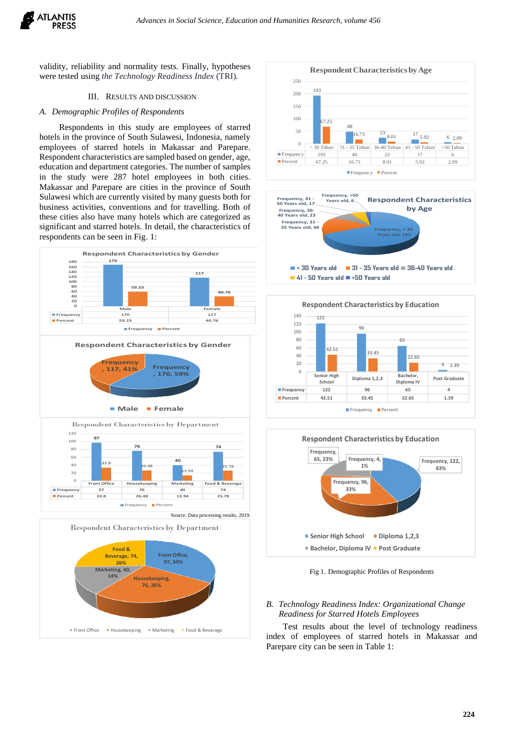validity, reliability and normality tests. Finally, hypotheses were tested using *the Technology Readiness Index* (TRI).

## III. RESULTS AND DISCUSSION

### *A. Demographic Profiles of Respondents*

Respondents in this study are employees of starred hotels in the province of South Sulawesi, Indonesia, namely employees of starred hotels in Makassar and Parepare. Respondent characteristics are sampled based on gender, age, education and department categories. The number of samples in the study were 287 hotel employees in both cities. Makassar and Parepare are cities in the province of South Sulawesi which are currently visited by many guests both for business activities, conventions and for travelling. Both of these cities also have many hotels which are categorized as significant and starred hotels. In detail, the characteristics of respondents can be seen in Fig. 1:

**Respondent Characteristics by Gender**

| | Male | Female |
|---|---|---|
| Frequency | 170 | 117 |
| Percent | 59.23 | 40.76 |

**Respondent Characteristics by Gender** (pie): Frequency, 170, 59%; Frequency, 117, 41%. Legend: Male, Female

**Respondent Characteristics by Department**

| | Front Office | Housekeeping | Marketing | Food & Beverage |
|---|---|---|---|---|
| Frequency | 97 | 76 | 40 | 74 |
| Percent | 33.8 | 26.48 | 13.94 | 25.78 |

Source: Data processing results, 2019.

**Respondent Characteristics by Department** (pie): Front Office, 97, 34%; Housekeeping, 76, 26%; Marketing, 40, 14%; Food & Beverage, 74, 26%

**Respondent Characteristics by Age**

| | < 30 Tahun | 31 - 35 Tahun | 36-40 Tahun | 41 - 50 Tahun | >50 Tahun |
|---|---|---|---|---|---|
| Frequency | 193 | 48 | 23 | 17 | 6 |
| Percent | 67.25 | 16.73 | 8.01 | 5.92 | 2.09 |

**Respondent Characteristics by Age** (pie): Frequency, < 30 Years old, 193; Frequency, 31 - 35 Years old, 48; Frequency, 36-40 Years old, 23; Frequency, 41 - 50 Years old, 17; Frequency, >50 Years old, 6. Legend: < 30 Years old, 31 - 35 Years old, 36-40 Years old, 41 - 50 Years old, >50 Years old

**Respondent Characteristics by Education**

| | Senior High School | Diploma 1,2,3 | Bachelor, Diploma IV | Post Graduate |
|---|---|---|---|---|
| Frequency | 122 | 96 | 65 | 4 |
| Percent | 42.51 | 33.45 | 22.65 | 1.39 |

**Respondent Characteristics by Education** (pie): Frequency, 122, 43%; Frequency, 96, 33%; Frequency, 65, 23%; Frequency, 4, 1%. Legend: Senior High School, Diploma 1,2,3, Bachelor, Diploma IV, Post Graduate

Fig 1. Demographic Profiles of Respondents

### *B. Technology Readiness Index: Organizational Change Readiness for Starred Hotels Employees*

Test results about the level of technology readiness index of employees of starred hotels in Makassar and Parepare city can be seen in Table 1: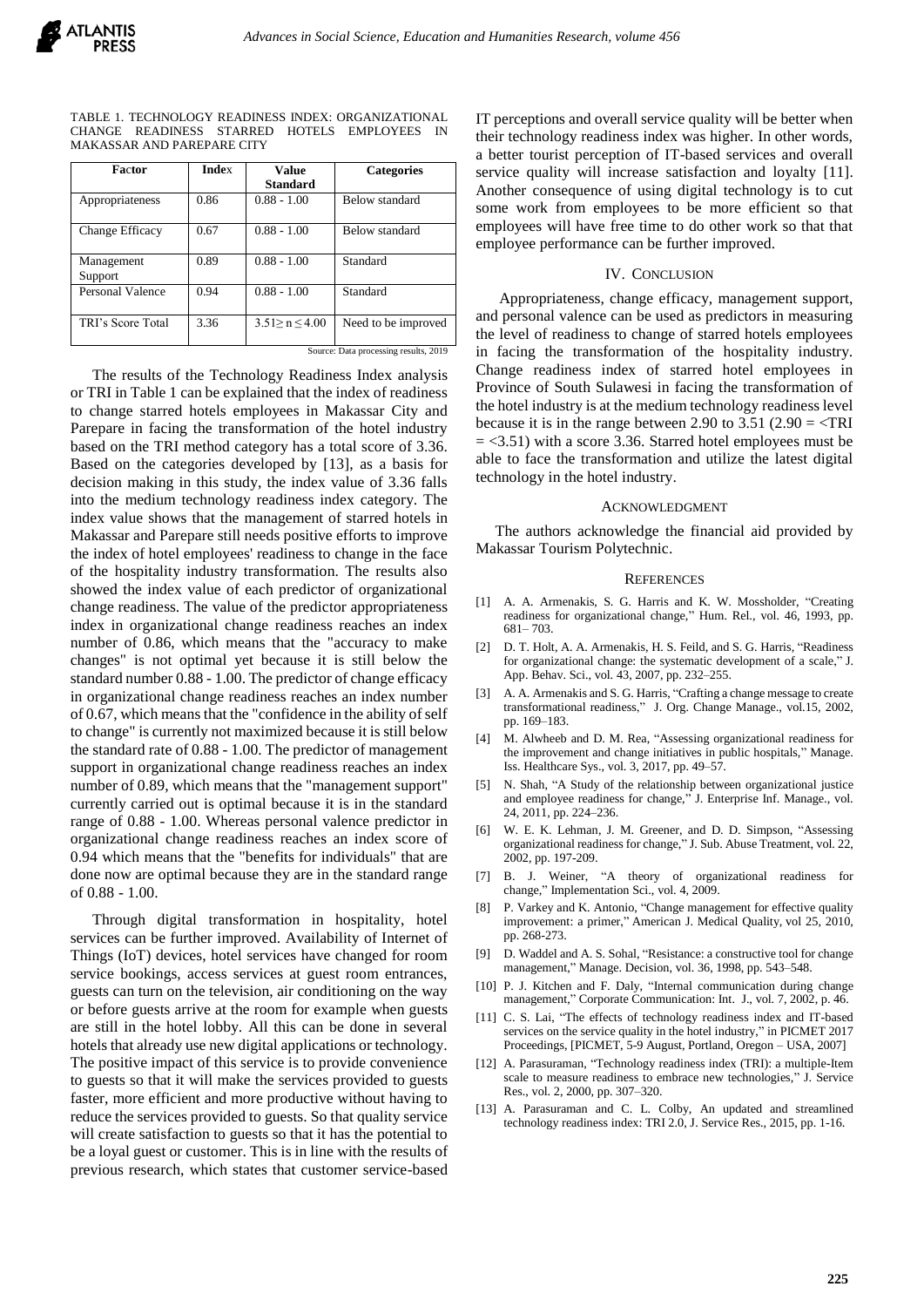TABLE 1. TECHNOLOGY READINESS INDEX: ORGANIZATIONAL CHANGE READINESS STARRED HOTELS EMPLOYEES IN MAKASSAR AND PAREPARE CITY

| Factor | Index | Value Standard | Categories |
|---|---|---|---|
| Appropriateness | 0.86 | 0.88 - 1.00 | Below standard |
| Change Efficacy | 0.67 | 0.88 - 1.00 | Below standard |
| Management Support | 0.89 | 0.88 - 1.00 | Standard |
| Personal Valence | 0.94 | 0.88 - 1.00 | Standard |
| TRI's Score Total | 3.36 | $3.51 \geq n \leq 4.00$ | Need to be improved |

Source: Data processing results, 2019

The results of the Technology Readiness Index analysis or TRI in Table 1 can be explained that the index of readiness to change starred hotels employees in Makassar City and Parepare in facing the transformation of the hotel industry based on the TRI method category has a total score of 3.36. Based on the categories developed by [13], as a basis for decision making in this study, the index value of 3.36 falls into the medium technology readiness index category. The index value shows that the management of starred hotels in Makassar and Parepare still needs positive efforts to improve the index of hotel employees' readiness to change in the face of the hospitality industry transformation. The results also showed the index value of each predictor of organizational change readiness. The value of the predictor appropriateness index in organizational change readiness reaches an index number of 0.86, which means that the "accuracy to make changes" is not optimal yet because it is still below the standard number 0.88 - 1.00. The predictor of change efficacy in organizational change readiness reaches an index number of 0.67, which means that the "confidence in the ability of self to change" is currently not maximized because it is still below the standard rate of 0.88 - 1.00. The predictor of management support in organizational change readiness reaches an index number of 0.89, which means that the "management support" currently carried out is optimal because it is in the standard range of 0.88 - 1.00. Whereas personal valence predictor in organizational change readiness reaches an index score of 0.94 which means that the "benefits for individuals" that are done now are optimal because they are in the standard range of 0.88 - 1.00.

Through digital transformation in hospitality, hotel services can be further improved. Availability of Internet of Things (IoT) devices, hotel services have changed for room service bookings, access services at guest room entrances, guests can turn on the television, air conditioning on the way or before guests arrive at the room for example when guests are still in the hotel lobby. All this can be done in several hotels that already use new digital applications or technology. The positive impact of this service is to provide convenience to guests so that it will make the services provided to guests faster, more efficient and more productive without having to reduce the services provided to guests. So that quality service will create satisfaction to guests so that it has the potential to be a loyal guest or customer. This is in line with the results of previous research, which states that customer service-based IT perceptions and overall service quality will be better when their technology readiness index was higher. In other words, a better tourist perception of IT-based services and overall service quality will increase satisfaction and loyalty [11]. Another consequence of using digital technology is to cut some work from employees to be more efficient so that employees will have free time to do other work so that that employee performance can be further improved.

## IV. CONCLUSION

Appropriateness, change efficacy, management support, and personal valence can be used as predictors in measuring the level of readiness to change of starred hotels employees in facing the transformation of the hospitality industry. Change readiness index of starred hotel employees in Province of South Sulawesi in facing the transformation of the hotel industry is at the medium technology readiness level because it is in the range between 2.90 to 3.51 ($2.90 = <$TRI $= <3.51$) with a score 3.36. Starred hotel employees must be able to face the transformation and utilize the latest digital technology in the hotel industry.

## ACKNOWLEDGMENT

The authors acknowledge the financial aid provided by Makassar Tourism Polytechnic.

## REFERENCES

[1] A. A. Armenakis, S. G. Harris and K. W. Mossholder, "Creating readiness for organizational change," Hum. Rel., vol. 46, 1993, pp. 681– 703.

[2] D. T. Holt, A. A. Armenakis, H. S. Feild, and S. G. Harris, "Readiness for organizational change: the systematic development of a scale," J. App. Behav. Sci., vol. 43, 2007, pp. 232–255.

[3] A. A. Armenakis and S. G. Harris, "Crafting a change message to create transformational readiness," J. Org. Change Manage., vol.15, 2002, pp. 169–183.

[4] M. Alwheeb and D. M. Rea, "Assessing organizational readiness for the improvement and change initiatives in public hospitals," Manage. Iss. Healthcare Sys., vol. 3, 2017, pp. 49–57.

[5] N. Shah, "A Study of the relationship between organizational justice and employee readiness for change," J. Enterprise Inf. Manage., vol. 24, 2011, pp. 224–236.

[6] W. E. K. Lehman, J. M. Greener, and D. D. Simpson, "Assessing organizational readiness for change," J. Sub. Abuse Treatment, vol. 22, 2002, pp. 197-209.

[7] B. J. Weiner, "A theory of organizational readiness for change," Implementation Sci., vol. 4, 2009.

[8] P. Varkey and K. Antonio, "Change management for effective quality improvement: a primer," American J. Medical Quality, vol 25, 2010, pp. 268-273.

[9] D. Waddel and A. S. Sohal, "Resistance: a constructive tool for change management," Manage. Decision, vol. 36, 1998, pp. 543–548.

[10] P. J. Kitchen and F. Daly, "Internal communication during change management," Corporate Communication: Int. J., vol. 7, 2002, p. 46.

[11] C. S. Lai, "The effects of technology readiness index and IT-based services on the service quality in the hotel industry," in PICMET 2017 Proceedings, [PICMET, 5-9 August, Portland, Oregon – USA, 2007]

[12] A. Parasuraman, "Technology readiness index (TRI): a multiple-Item scale to measure readiness to embrace new technologies," J. Service Res., vol. 2, 2000, pp. 307–320.

[13] A. Parasuraman and C. L. Colby, An updated and streamlined technology readiness index: TRI 2.0, J. Service Res., 2015, pp. 1-16.